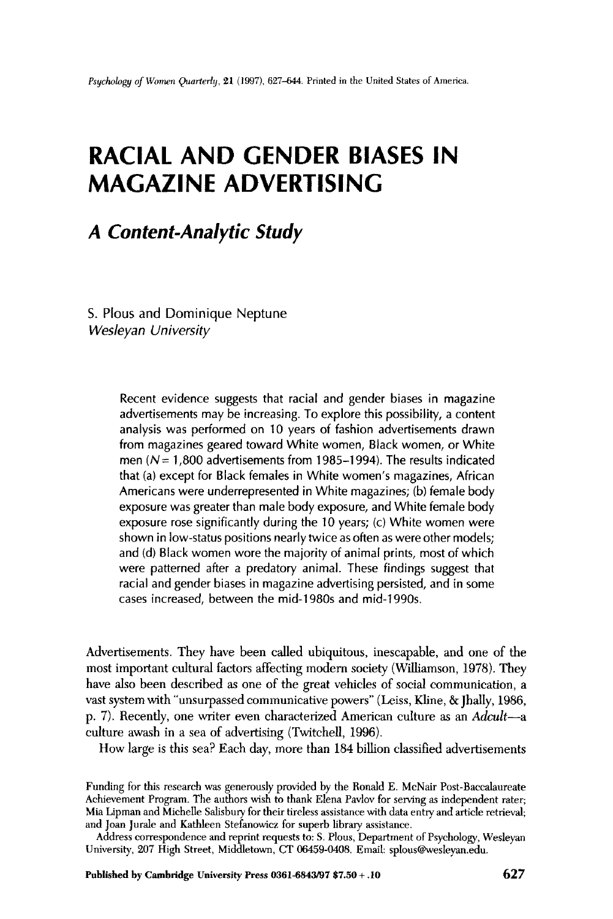# RACIAL AND GENDER BIASES IN MAGAZINE ADVERTISING

## *A Content-Analytic Study*

S. Plous and Dominique Neptune
*Wesleyan University*

> Recent evidence suggests that racial and gender biases in magazine advertisements may be increasing. To explore this possibility, a content analysis was performed on 10 years of fashion advertisements drawn from magazines geared toward White women, Black women, or White men ($N = 1{,}800$ advertisements from 1985–1994). The results indicated that (a) except for Black females in White women's magazines, African Americans were underrepresented in White magazines; (b) female body exposure was greater than male body exposure, and White female body exposure rose significantly during the 10 years; (c) White women were shown in low-status positions nearly twice as often as were other models; and (d) Black women wore the majority of animal prints, most of which were patterned after a predatory animal. These findings suggest that racial and gender biases in magazine advertising persisted, and in some cases increased, between the mid-1980s and mid-1990s.

Advertisements. They have been called ubiquitous, inescapable, and one of the most important cultural factors affecting modern society (Williamson, 1978). They have also been described as one of the great vehicles of social communication, a vast system with "unsurpassed communicative powers" (Leiss, Kline, & Jhally, 1986, p. 7). Recently, one writer even characterized American culture as an *Adcult*—a culture awash in a sea of advertising (Twitchell, 1996).

How large is this sea? Each day, more than 184 billion classified advertisements

Funding for this research was generously provided by the Ronald E. McNair Post-Baccalaureate Achievement Program. The authors wish to thank Elena Pavlov for serving as independent rater; Mia Lipman and Michelle Salisbury for their tireless assistance with data entry and article retrieval; and Joan Jurale and Kathleen Stefanowicz for superb library assistance.

Address correspondence and reprint requests to: S. Plous, Department of Psychology, Wesleyan University, 207 High Street, Middletown, CT 06459-0408. Email: splous@wesleyan.edu.

Published by Cambridge University Press 0361-6843/97 $7.50 + .10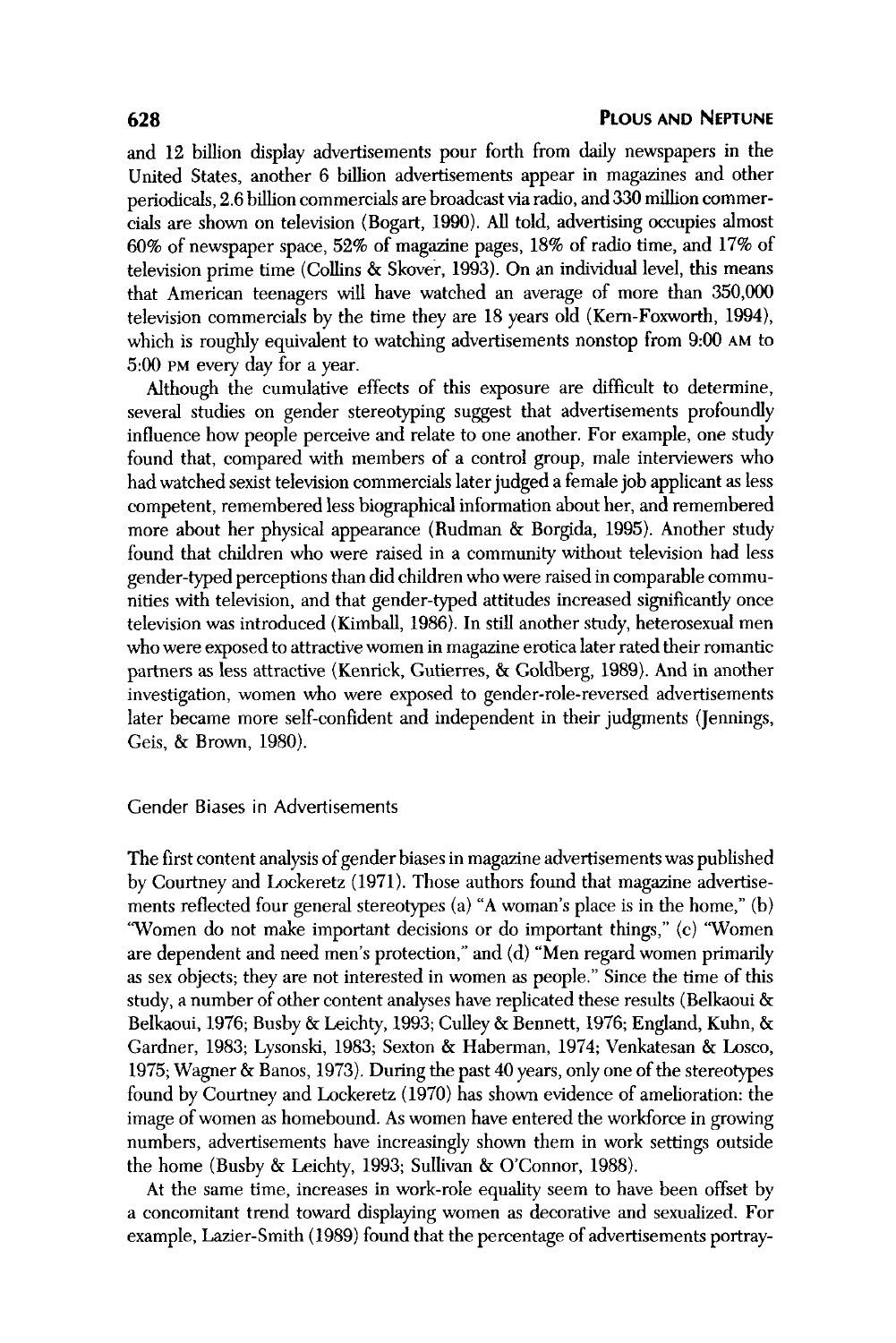and 12 billion display advertisements pour forth from daily newspapers in the United States, another 6 billion advertisements appear in magazines and other periodicals, 2.6 billion commercials are broadcast via radio, and 330 million commercials are shown on television (Bogart, 1990). All told, advertising occupies almost 60% of newspaper space, 52% of magazine pages, 18% of radio time, and 17% of television prime time (Collins & Skover, 1993). On an individual level, this means that American teenagers will have watched an average of more than 350,000 television commercials by the time they are 18 years old (Kern-Foxworth, 1994), which is roughly equivalent to watching advertisements nonstop from 9:00 AM to 5:00 PM every day for a year.

Although the cumulative effects of this exposure are difficult to determine, several studies on gender stereotyping suggest that advertisements profoundly influence how people perceive and relate to one another. For example, one study found that, compared with members of a control group, male interviewers who had watched sexist television commercials later judged a female job applicant as less competent, remembered less biographical information about her, and remembered more about her physical appearance (Rudman & Borgida, 1995). Another study found that children who were raised in a community without television had less gender-typed perceptions than did children who were raised in comparable communities with television, and that gender-typed attitudes increased significantly once television was introduced (Kimball, 1986). In still another study, heterosexual men who were exposed to attractive women in magazine erotica later rated their romantic partners as less attractive (Kenrick, Gutierres, & Goldberg, 1989). And in another investigation, women who were exposed to gender-role-reversed advertisements later became more self-confident and independent in their judgments (Jennings, Geis, & Brown, 1980).

## Gender Biases in Advertisements

The first content analysis of gender biases in magazine advertisements was published by Courtney and Lockeretz (1971). Those authors found that magazine advertisements reflected four general stereotypes (a) "A woman's place is in the home," (b) "Women do not make important decisions or do important things," (c) "Women are dependent and need men's protection," and (d) "Men regard women primarily as sex objects; they are not interested in women as people." Since the time of this study, a number of other content analyses have replicated these results (Belkaoui & Belkaoui, 1976; Busby & Leichty, 1993; Culley & Bennett, 1976; England, Kuhn, & Gardner, 1983; Lysonski, 1983; Sexton & Haberman, 1974; Venkatesan & Losco, 1975; Wagner & Banos, 1973). During the past 40 years, only one of the stereotypes found by Courtney and Lockeretz (1970) has shown evidence of amelioration: the image of women as homebound. As women have entered the workforce in growing numbers, advertisements have increasingly shown them in work settings outside the home (Busby & Leichty, 1993; Sullivan & O'Connor, 1988).

At the same time, increases in work-role equality seem to have been offset by a concomitant trend toward displaying women as decorative and sexualized. For example, Lazier-Smith (1989) found that the percentage of advertisements portray-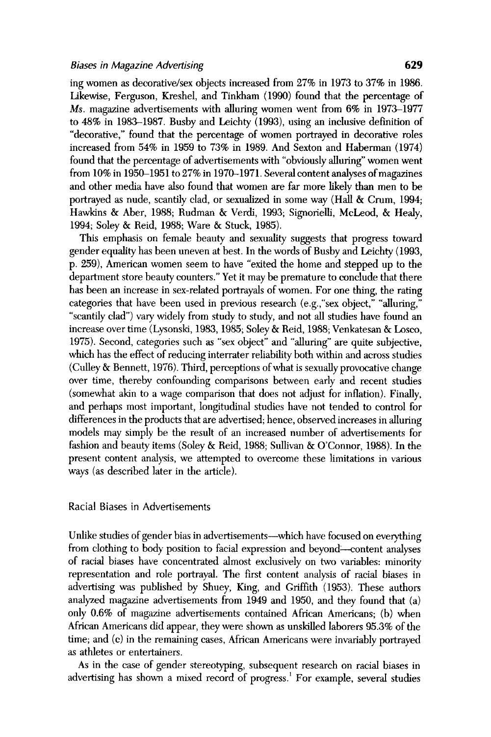ing women as decorative/sex objects increased from 27% in 1973 to 37% in 1986. Likewise, Ferguson, Kreshel, and Tinkham (1990) found that the percentage of *Ms.* magazine advertisements with alluring women went from 6% in 1973–1977 to 48% in 1983–1987. Busby and Leichty (1993), using an inclusive definition of "decorative," found that the percentage of women portrayed in decorative roles increased from 54% in 1959 to 73% in 1989. And Sexton and Haberman (1974) found that the percentage of advertisements with "obviously alluring" women went from 10% in 1950–1951 to 27% in 1970–1971. Several content analyses of magazines and other media have also found that women are far more likely than men to be portrayed as nude, scantily clad, or sexualized in some way (Hall & Crum, 1994; Hawkins & Aber, 1988; Rudman & Verdi, 1993; Signorielli, McLeod, & Healy, 1994; Soley & Reid, 1988; Ware & Stuck, 1985).

This emphasis on female beauty and sexuality suggests that progress toward gender equality has been uneven at best. In the words of Busby and Leichty (1993, p. 259), American women seem to have "exited the home and stepped up to the department store beauty counters." Yet it may be premature to conclude that there has been an increase in sex-related portrayals of women. For one thing, the rating categories that have been used in previous research (e.g.,"sex object," "alluring," "scantily clad") vary widely from study to study, and not all studies have found an increase over time (Lysonski, 1983, 1985; Soley & Reid, 1988; Venkatesan & Losco, 1975). Second, categories such as "sex object" and "alluring" are quite subjective, which has the effect of reducing interrater reliability both within and across studies (Culley & Bennett, 1976). Third, perceptions of what is sexually provocative change over time, thereby confounding comparisons between early and recent studies (somewhat akin to a wage comparison that does not adjust for inflation). Finally, and perhaps most important, longitudinal studies have not tended to control for differences in the products that are advertised; hence, observed increases in alluring models may simply be the result of an increased number of advertisements for fashion and beauty items (Soley & Reid, 1988; Sullivan & O'Connor, 1988). In the present content analysis, we attempted to overcome these limitations in various ways (as described later in the article).

## Racial Biases in Advertisements

Unlike studies of gender bias in advertisements—which have focused on everything from clothing to body position to facial expression and beyond—content analyses of racial biases have concentrated almost exclusively on two variables: minority representation and role portrayal. The first content analysis of racial biases in advertising was published by Shuey, King, and Griffith (1953). These authors analyzed magazine advertisements from 1949 and 1950, and they found that (a) only 0.6% of magazine advertisements contained African Americans; (b) when African Americans did appear, they were shown as unskilled laborers 95.3% of the time; and (c) in the remaining cases, African Americans were invariably portrayed as athletes or entertainers.

As in the case of gender stereotyping, subsequent research on racial biases in advertising has shown a mixed record of progress.[1] For example, several studies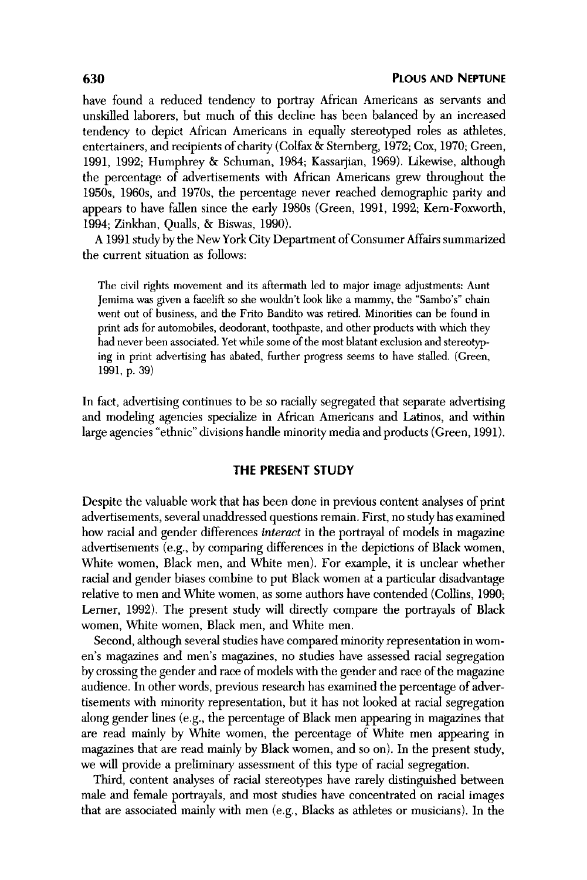have found a reduced tendency to portray African Americans as servants and unskilled laborers, but much of this decline has been balanced by an increased tendency to depict African Americans in equally stereotyped roles as athletes, entertainers, and recipients of charity (Colfax & Sternberg, 1972; Cox, 1970; Green, 1991, 1992; Humphrey & Schuman, 1984; Kassarjian, 1969). Likewise, although the percentage of advertisements with African Americans grew throughout the 1950s, 1960s, and 1970s, the percentage never reached demographic parity and appears to have fallen since the early 1980s (Green, 1991, 1992; Kern-Foxworth, 1994; Zinkhan, Qualls, & Biswas, 1990).

A 1991 study by the New York City Department of Consumer Affairs summarized the current situation as follows:

> The civil rights movement and its aftermath led to major image adjustments: Aunt Jemima was given a facelift so she wouldn't look like a mammy, the "Sambo's" chain went out of business, and the Frito Bandito was retired. Minorities can be found in print ads for automobiles, deodorant, toothpaste, and other products with which they had never been associated. Yet while some of the most blatant exclusion and stereotyping in print advertising has abated, further progress seems to have stalled. (Green, 1991, p. 39)

In fact, advertising continues to be so racially segregated that separate advertising and modeling agencies specialize in African Americans and Latinos, and within large agencies "ethnic" divisions handle minority media and products (Green, 1991).

## THE PRESENT STUDY

Despite the valuable work that has been done in previous content analyses of print advertisements, several unaddressed questions remain. First, no study has examined how racial and gender differences *interact* in the portrayal of models in magazine advertisements (e.g., by comparing differences in the depictions of Black women, White women, Black men, and White men). For example, it is unclear whether racial and gender biases combine to put Black women at a particular disadvantage relative to men and White women, as some authors have contended (Collins, 1990; Lerner, 1992). The present study will directly compare the portrayals of Black women, White women, Black men, and White men.

Second, although several studies have compared minority representation in women's magazines and men's magazines, no studies have assessed racial segregation by crossing the gender and race of models with the gender and race of the magazine audience. In other words, previous research has examined the percentage of advertisements with minority representation, but it has not looked at racial segregation along gender lines (e.g., the percentage of Black men appearing in magazines that are read mainly by White women, the percentage of White men appearing in magazines that are read mainly by Black women, and so on). In the present study, we will provide a preliminary assessment of this type of racial segregation.

Third, content analyses of racial stereotypes have rarely distinguished between male and female portrayals, and most studies have concentrated on racial images that are associated mainly with men (e.g., Blacks as athletes or musicians). In the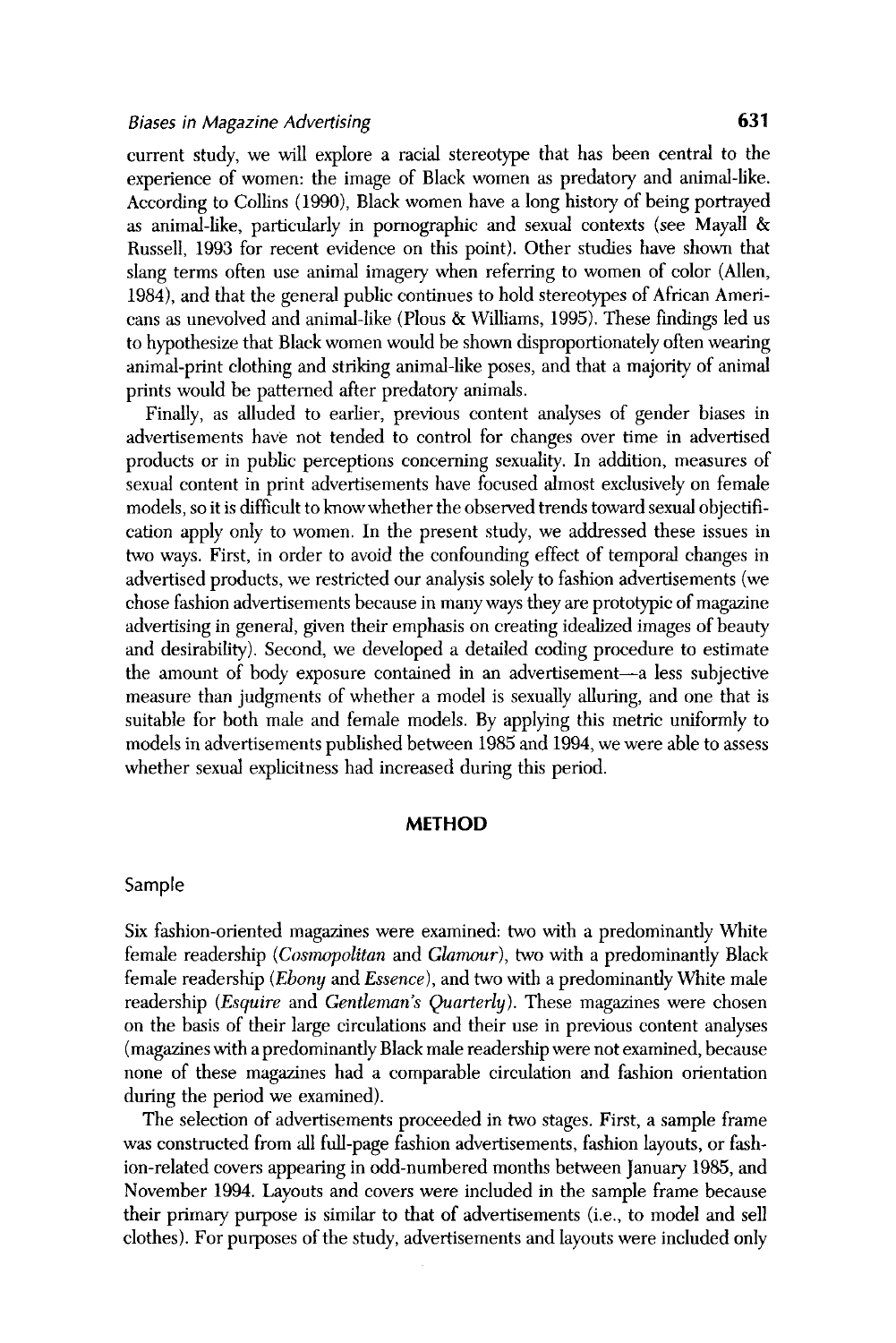current study, we will explore a racial stereotype that has been central to the experience of women: the image of Black women as predatory and animal-like. According to Collins (1990), Black women have a long history of being portrayed as animal-like, particularly in pornographic and sexual contexts (see Mayall & Russell, 1993 for recent evidence on this point). Other studies have shown that slang terms often use animal imagery when referring to women of color (Allen, 1984), and that the general public continues to hold stereotypes of African Americans as unevolved and animal-like (Plous & Williams, 1995). These findings led us to hypothesize that Black women would be shown disproportionately often wearing animal-print clothing and striking animal-like poses, and that a majority of animal prints would be patterned after predatory animals.

Finally, as alluded to earlier, previous content analyses of gender biases in advertisements have not tended to control for changes over time in advertised products or in public perceptions concerning sexuality. In addition, measures of sexual content in print advertisements have focused almost exclusively on female models, so it is difficult to know whether the observed trends toward sexual objectification apply only to women. In the present study, we addressed these issues in two ways. First, in order to avoid the confounding effect of temporal changes in advertised products, we restricted our analysis solely to fashion advertisements (we chose fashion advertisements because in many ways they are prototypic of magazine advertising in general, given their emphasis on creating idealized images of beauty and desirability). Second, we developed a detailed coding procedure to estimate the amount of body exposure contained in an advertisement—a less subjective measure than judgments of whether a model is sexually alluring, and one that is suitable for both male and female models. By applying this metric uniformly to models in advertisements published between 1985 and 1994, we were able to assess whether sexual explicitness had increased during this period.

## METHOD

### Sample

Six fashion-oriented magazines were examined: two with a predominantly White female readership (*Cosmopolitan* and *Glamour*), two with a predominantly Black female readership (*Ebony* and *Essence*), and two with a predominantly White male readership (*Esquire* and *Gentleman's Quarterly*). These magazines were chosen on the basis of their large circulations and their use in previous content analyses (magazines with a predominantly Black male readership were not examined, because none of these magazines had a comparable circulation and fashion orientation during the period we examined).

The selection of advertisements proceeded in two stages. First, a sample frame was constructed from all full-page fashion advertisements, fashion layouts, or fashion-related covers appearing in odd-numbered months between January 1985, and November 1994. Layouts and covers were included in the sample frame because their primary purpose is similar to that of advertisements (i.e., to model and sell clothes). For purposes of the study, advertisements and layouts were included only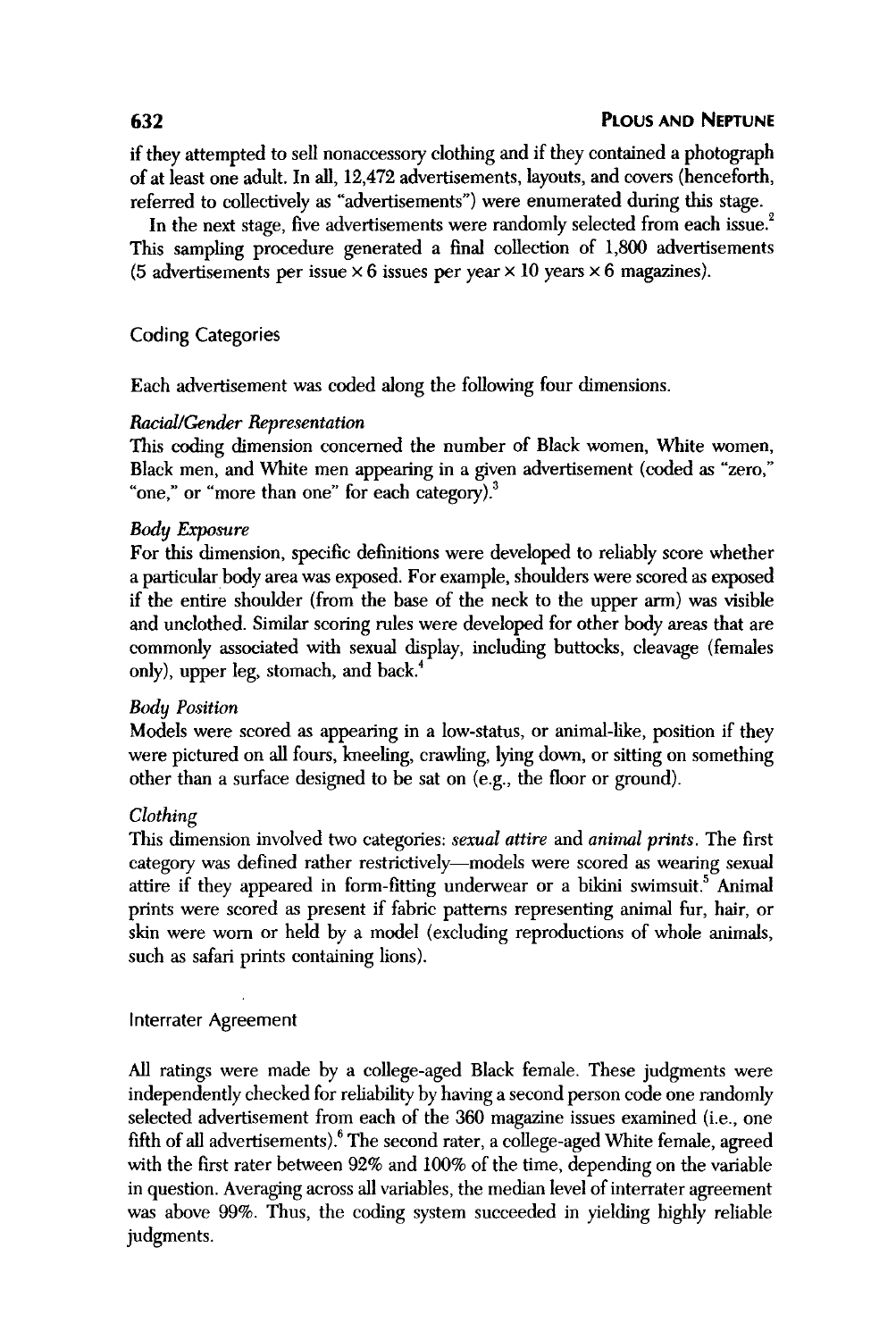if they attempted to sell nonaccessory clothing and if they contained a photograph of at least one adult. In all, 12,472 advertisements, layouts, and covers (henceforth, referred to collectively as "advertisements") were enumerated during this stage.

In the next stage, five advertisements were randomly selected from each issue.[2] This sampling procedure generated a final collection of 1,800 advertisements (5 advertisements per issue × 6 issues per year × 10 years × 6 magazines).

## Coding Categories

Each advertisement was coded along the following four dimensions.

### *Racial/Gender Representation*

This coding dimension concerned the number of Black women, White women, Black men, and White men appearing in a given advertisement (coded as "zero," "one," or "more than one" for each category).[3]

### *Body Exposure*

For this dimension, specific definitions were developed to reliably score whether a particular body area was exposed. For example, shoulders were scored as exposed if the entire shoulder (from the base of the neck to the upper arm) was visible and unclothed. Similar scoring rules were developed for other body areas that are commonly associated with sexual display, including buttocks, cleavage (females only), upper leg, stomach, and back.[4]

### *Body Position*

Models were scored as appearing in a low-status, or animal-like, position if they were pictured on all fours, kneeling, crawling, lying down, or sitting on something other than a surface designed to be sat on (e.g., the floor or ground).

### *Clothing*

This dimension involved two categories: *sexual attire* and *animal prints*. The first category was defined rather restrictively—models were scored as wearing sexual attire if they appeared in form-fitting underwear or a bikini swimsuit.[5] Animal prints were scored as present if fabric patterns representing animal fur, hair, or skin were worn or held by a model (excluding reproductions of whole animals, such as safari prints containing lions).

## Interrater Agreement

All ratings were made by a college-aged Black female. These judgments were independently checked for reliability by having a second person code one randomly selected advertisement from each of the 360 magazine issues examined (i.e., one fifth of all advertisements).[6] The second rater, a college-aged White female, agreed with the first rater between 92% and 100% of the time, depending on the variable in question. Averaging across all variables, the median level of interrater agreement was above 99%. Thus, the coding system succeeded in yielding highly reliable judgments.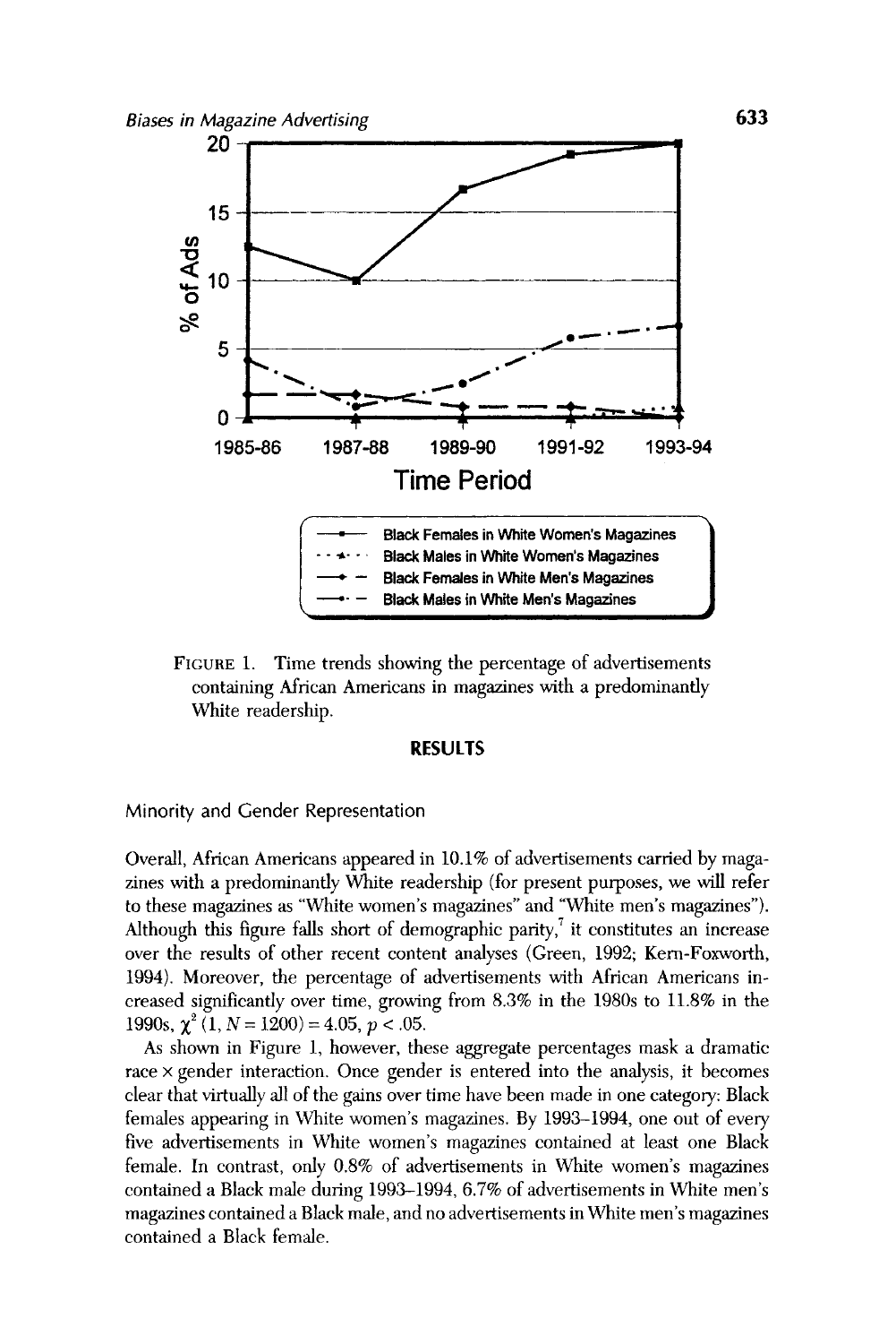FIGURE 1. Time trends showing the percentage of advertisements containing African Americans in magazines with a predominantly White readership.

## RESULTS

### Minority and Gender Representation

Overall, African Americans appeared in 10.1% of advertisements carried by magazines with a predominantly White readership (for present purposes, we will refer to these magazines as "White women's magazines" and "White men's magazines"). Although this figure falls short of demographic parity,[7] it constitutes an increase over the results of other recent content analyses (Green, 1992; Kern-Foxworth, 1994). Moreover, the percentage of advertisements with African Americans increased significantly over time, growing from 8.3% in the 1980s to 11.8% in the 1990s, $\chi^2(1, N = 1200) = 4.05$, $p < .05$.

As shown in Figure 1, however, these aggregate percentages mask a dramatic race × gender interaction. Once gender is entered into the analysis, it becomes clear that virtually all of the gains over time have been made in one category: Black females appearing in White women's magazines. By 1993–1994, one out of every five advertisements in White women's magazines contained at least one Black female. In contrast, only 0.8% of advertisements in White women's magazines contained a Black male during 1993–1994, 6.7% of advertisements in White men's magazines contained a Black male, and no advertisements in White men's magazines contained a Black female.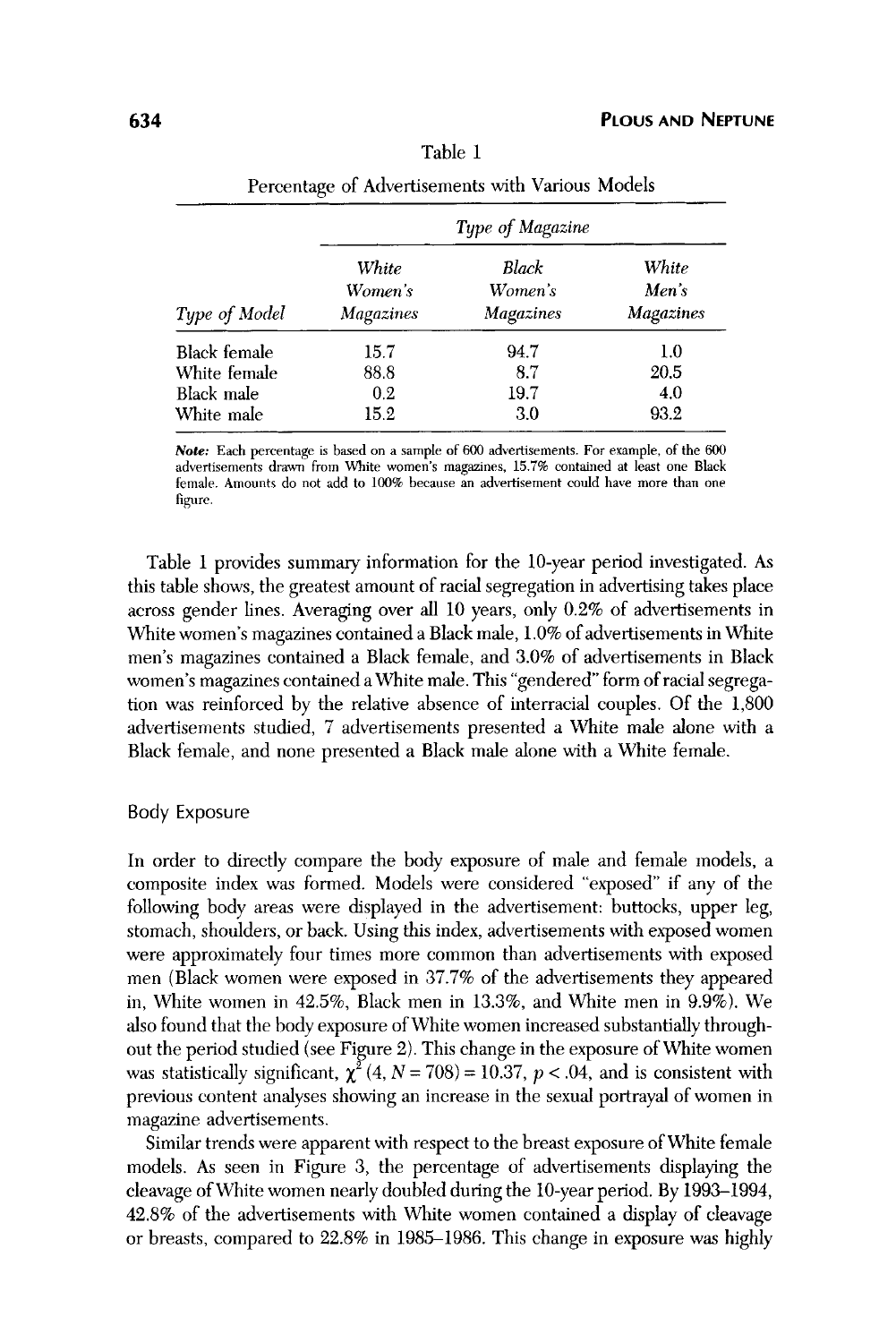Table 1

Percentage of Advertisements with Various Models

| | *Type of Magazine* | | |
|---|---|---|---|
| *Type of Model* | *White Women's Magazines* | *Black Women's Magazines* | *White Men's Magazines* |
| Black female | 15.7 | 94.7 | 1.0 |
| White female | 88.8 | 8.7 | 20.5 |
| Black male | 0.2 | 19.7 | 4.0 |
| White male | 15.2 | 3.0 | 93.2 |

***Note:*** Each percentage is based on a sample of 600 advertisements. For example, of the 600 advertisements drawn from White women's magazines, 15.7% contained at least one Black female. Amounts do not add to 100% because an advertisement could have more than one figure.

Table 1 provides summary information for the 10-year period investigated. As this table shows, the greatest amount of racial segregation in advertising takes place across gender lines. Averaging over all 10 years, only 0.2% of advertisements in White women's magazines contained a Black male, 1.0% of advertisements in White men's magazines contained a Black female, and 3.0% of advertisements in Black women's magazines contained a White male. This "gendered" form of racial segregation was reinforced by the relative absence of interracial couples. Of the 1,800 advertisements studied, 7 advertisements presented a White male alone with a Black female, and none presented a Black male alone with a White female.

## Body Exposure

In order to directly compare the body exposure of male and female models, a composite index was formed. Models were considered "exposed" if any of the following body areas were displayed in the advertisement: buttocks, upper leg, stomach, shoulders, or back. Using this index, advertisements with exposed women were approximately four times more common than advertisements with exposed men (Black women were exposed in 37.7% of the advertisements they appeared in, White women in 42.5%, Black men in 13.3%, and White men in 9.9%). We also found that the body exposure of White women increased substantially throughout the period studied (see Figure 2). This change in the exposure of White women was statistically significant, $\chi^2(4, N = 708) = 10.37$, $p < .04$, and is consistent with previous content analyses showing an increase in the sexual portrayal of women in magazine advertisements.

Similar trends were apparent with respect to the breast exposure of White female models. As seen in Figure 3, the percentage of advertisements displaying the cleavage of White women nearly doubled during the 10-year period. By 1993–1994, 42.8% of the advertisements with White women contained a display of cleavage or breasts, compared to 22.8% in 1985–1986. This change in exposure was highly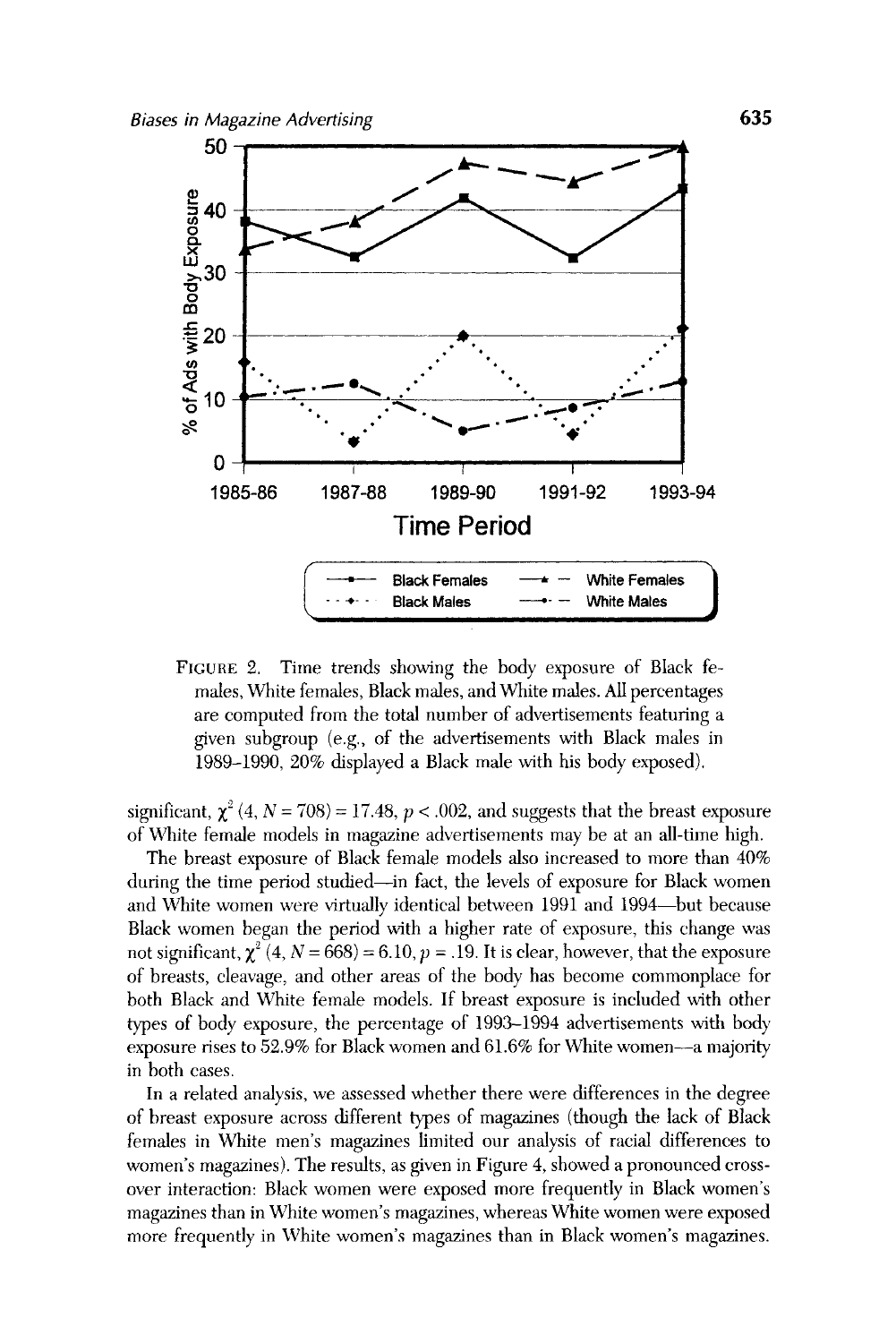FIGURE 2. Time trends showing the body exposure of Black females, White females, Black males, and White males. All percentages are computed from the total number of advertisements featuring a given subgroup (e.g., of the advertisements with Black males in 1989–1990, 20% displayed a Black male with his body exposed).

significant, $\chi^2$ (4, $N = 708$) = 17.48, $p < .002$, and suggests that the breast exposure of White female models in magazine advertisements may be at an all-time high.

The breast exposure of Black female models also increased to more than 40% during the time period studied—in fact, the levels of exposure for Black women and White women were virtually identical between 1991 and 1994—but because Black women began the period with a higher rate of exposure, this change was not significant, $\chi^2$ (4, $N = 668$) = 6.10, $p = .19$. It is clear, however, that the exposure of breasts, cleavage, and other areas of the body has become commonplace for both Black and White female models. If breast exposure is included with other types of body exposure, the percentage of 1993–1994 advertisements with body exposure rises to 52.9% for Black women and 61.6% for White women—a majority in both cases.

In a related analysis, we assessed whether there were differences in the degree of breast exposure across different types of magazines (though the lack of Black females in White men's magazines limited our analysis of racial differences to women's magazines). The results, as given in Figure 4, showed a pronounced crossover interaction: Black women were exposed more frequently in Black women's magazines than in White women's magazines, whereas White women were exposed more frequently in White women's magazines than in Black women's magazines.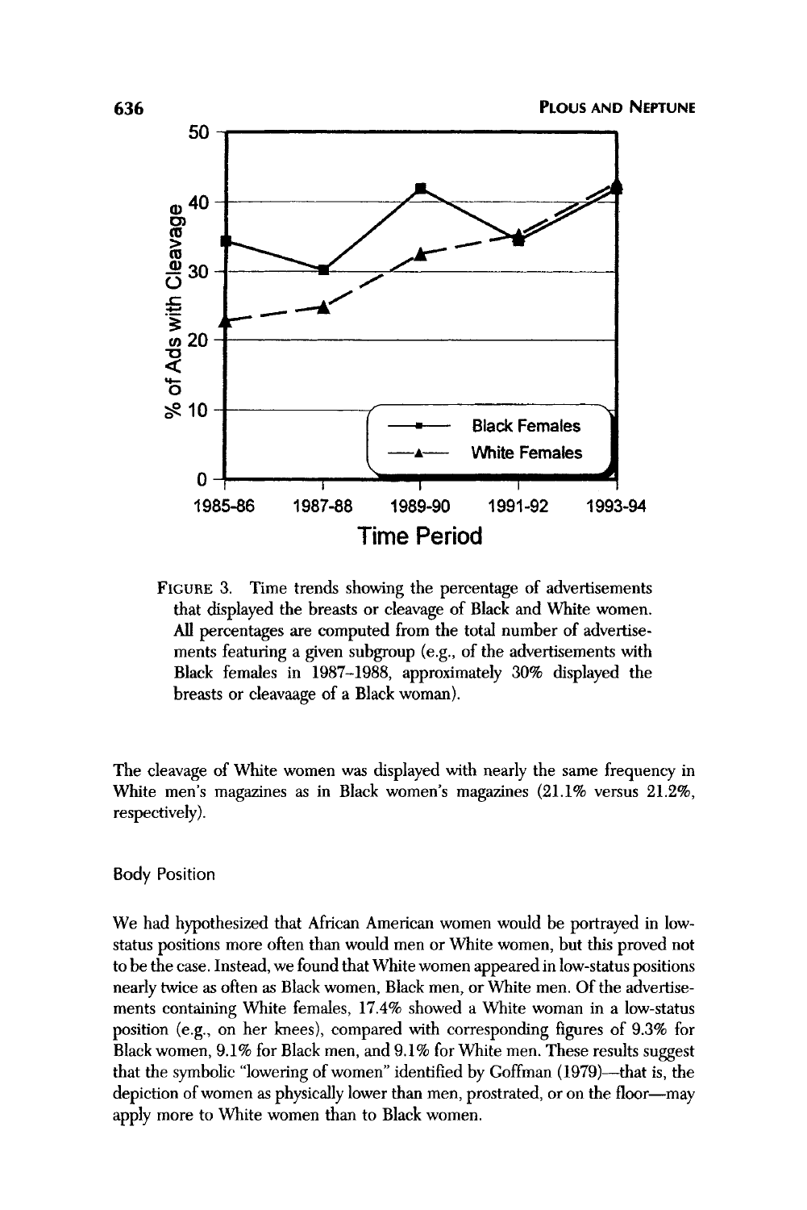FIGURE 3. Time trends showing the percentage of advertisements that displayed the breasts or cleavage of Black and White women. All percentages are computed from the total number of advertisements featuring a given subgroup (e.g., of the advertisements with Black females in 1987–1988, approximately 30% displayed the breasts or cleavaage of a Black woman).

The cleavage of White women was displayed with nearly the same frequency in White men's magazines as in Black women's magazines (21.1% versus 21.2%, respectively).

### Body Position

We had hypothesized that African American women would be portrayed in low-status positions more often than would men or White women, but this proved not to be the case. Instead, we found that White women appeared in low-status positions nearly twice as often as Black women, Black men, or White men. Of the advertisements containing White females, 17.4% showed a White woman in a low-status position (e.g., on her knees), compared with corresponding figures of 9.3% for Black women, 9.1% for Black men, and 9.1% for White men. These results suggest that the symbolic "lowering of women" identified by Goffman (1979)—that is, the depiction of women as physically lower than men, prostrated, or on the floor—may apply more to White women than to Black women.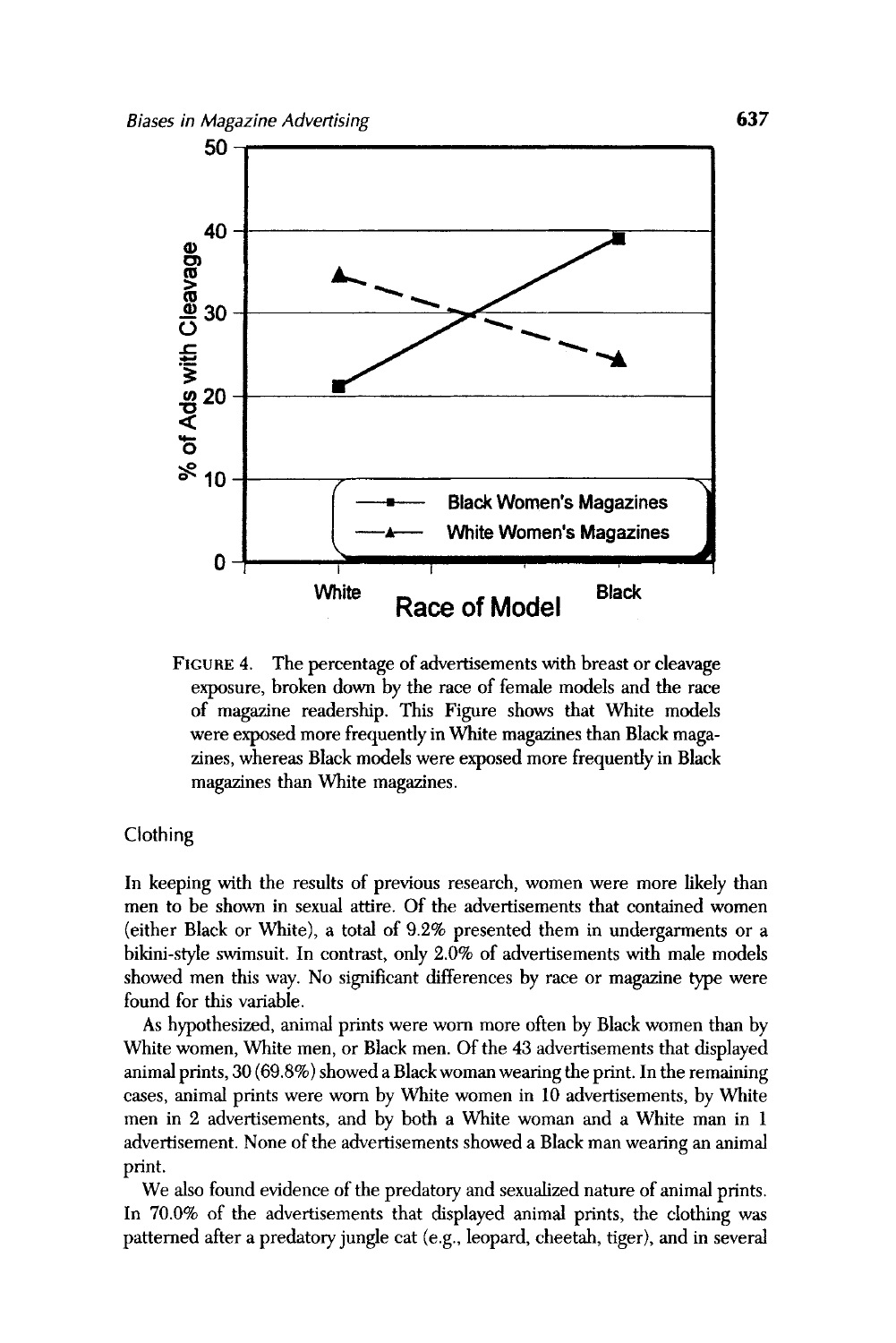FIGURE 4. The percentage of advertisements with breast or cleavage exposure, broken down by the race of female models and the race of magazine readership. This Figure shows that White models were exposed more frequently in White magazines than Black magazines, whereas Black models were exposed more frequently in Black magazines than White magazines.

## Clothing

In keeping with the results of previous research, women were more likely than men to be shown in sexual attire. Of the advertisements that contained women (either Black or White), a total of 9.2% presented them in undergarments or a bikini-style swimsuit. In contrast, only 2.0% of advertisements with male models showed men this way. No significant differences by race or magazine type were found for this variable.

As hypothesized, animal prints were worn more often by Black women than by White women, White men, or Black men. Of the 43 advertisements that displayed animal prints, 30 (69.8%) showed a Black woman wearing the print. In the remaining cases, animal prints were worn by White women in 10 advertisements, by White men in 2 advertisements, and by both a White woman and a White man in 1 advertisement. None of the advertisements showed a Black man wearing an animal print.

We also found evidence of the predatory and sexualized nature of animal prints. In 70.0% of the advertisements that displayed animal prints, the clothing was patterned after a predatory jungle cat (e.g., leopard, cheetah, tiger), and in several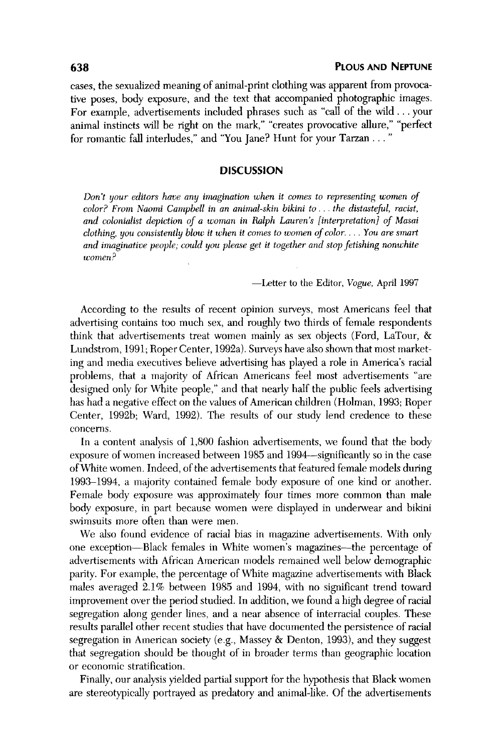cases, the sexualized meaning of animal-print clothing was apparent from provocative poses, body exposure, and the text that accompanied photographic images. For example, advertisements included phrases such as "call of the wild . . . your animal instincts will be right on the mark," "creates provocative allure," "perfect for romantic fall interludes," and "You Jane? Hunt for your Tarzan . . . "

## DISCUSSION

> *Don't your editors have any imagination when it comes to representing women of color? From Naomi Campbell in an animal-skin bikini to . . . the distasteful, racist, and colonialist depiction of a woman in Ralph Lauren's [interpretation] of Masai clothing, you consistently blow it when it comes to women of color. . . . You are smart and imaginative people; could you please get it together and stop fetishing nonwhite women?*
>
> —Letter to the Editor, *Vogue*, April 1997

According to the results of recent opinion surveys, most Americans feel that advertising contains too much sex, and roughly two thirds of female respondents think that advertisements treat women mainly as sex objects (Ford, LaTour, & Lundstrom, 1991; Roper Center, 1992a). Surveys have also shown that most marketing and media executives believe advertising has played a role in America's racial problems, that a majority of African Americans feel most advertisements "are designed only for White people," and that nearly half the public feels advertising has had a negative effect on the values of American children (Holman, 1993; Roper Center, 1992b; Ward, 1992). The results of our study lend credence to these concerns.

In a content analysis of 1,800 fashion advertisements, we found that the body exposure of women increased between 1985 and 1994—significantly so in the case of White women. Indeed, of the advertisements that featured female models during 1993–1994, a majority contained female body exposure of one kind or another. Female body exposure was approximately four times more common than male body exposure, in part because women were displayed in underwear and bikini swimsuits more often than were men.

We also found evidence of racial bias in magazine advertisements. With only one exception—Black females in White women's magazines—the percentage of advertisements with African American models remained well below demographic parity. For example, the percentage of White magazine advertisements with Black males averaged 2.1% between 1985 and 1994, with no significant trend toward improvement over the period studied. In addition, we found a high degree of racial segregation along gender lines, and a near absence of interracial couples. These results parallel other recent studies that have documented the persistence of racial segregation in American society (e.g., Massey & Denton, 1993), and they suggest that segregation should be thought of in broader terms than geographic location or economic stratification.

Finally, our analysis yielded partial support for the hypothesis that Black women are stereotypically portrayed as predatory and animal-like. Of the advertisements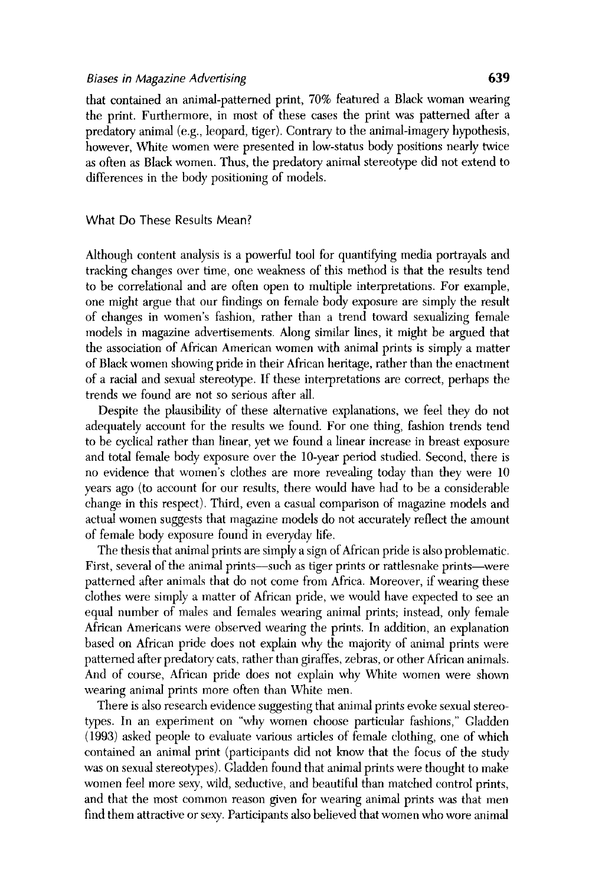that contained an animal-patterned print, 70% featured a Black woman wearing the print. Furthermore, in most of these cases the print was patterned after a predatory animal (e.g., leopard, tiger). Contrary to the animal-imagery hypothesis, however, White women were presented in low-status body positions nearly twice as often as Black women. Thus, the predatory animal stereotype did not extend to differences in the body positioning of models.

### What Do These Results Mean?

Although content analysis is a powerful tool for quantifying media portrayals and tracking changes over time, one weakness of this method is that the results tend to be correlational and are often open to multiple interpretations. For example, one might argue that our findings on female body exposure are simply the result of changes in women's fashion, rather than a trend toward sexualizing female models in magazine advertisements. Along similar lines, it might be argued that the association of African American women with animal prints is simply a matter of Black women showing pride in their African heritage, rather than the enactment of a racial and sexual stereotype. If these interpretations are correct, perhaps the trends we found are not so serious after all.

Despite the plausibility of these alternative explanations, we feel they do not adequately account for the results we found. For one thing, fashion trends tend to be cyclical rather than linear, yet we found a linear increase in breast exposure and total female body exposure over the 10-year period studied. Second, there is no evidence that women's clothes are more revealing today than they were 10 years ago (to account for our results, there would have had to be a considerable change in this respect). Third, even a casual comparison of magazine models and actual women suggests that magazine models do not accurately reflect the amount of female body exposure found in everyday life.

The thesis that animal prints are simply a sign of African pride is also problematic. First, several of the animal prints—such as tiger prints or rattlesnake prints—were patterned after animals that do not come from Africa. Moreover, if wearing these clothes were simply a matter of African pride, we would have expected to see an equal number of males and females wearing animal prints; instead, only female African Americans were observed wearing the prints. In addition, an explanation based on African pride does not explain why the majority of animal prints were patterned after predatory cats, rather than giraffes, zebras, or other African animals. And of course, African pride does not explain why White women were shown wearing animal prints more often than White men.

There is also research evidence suggesting that animal prints evoke sexual stereotypes. In an experiment on "why women choose particular fashions," Gladden (1993) asked people to evaluate various articles of female clothing, one of which contained an animal print (participants did not know that the focus of the study was on sexual stereotypes). Gladden found that animal prints were thought to make women feel more sexy, wild, seductive, and beautiful than matched control prints, and that the most common reason given for wearing animal prints was that men find them attractive or sexy. Participants also believed that women who wore animal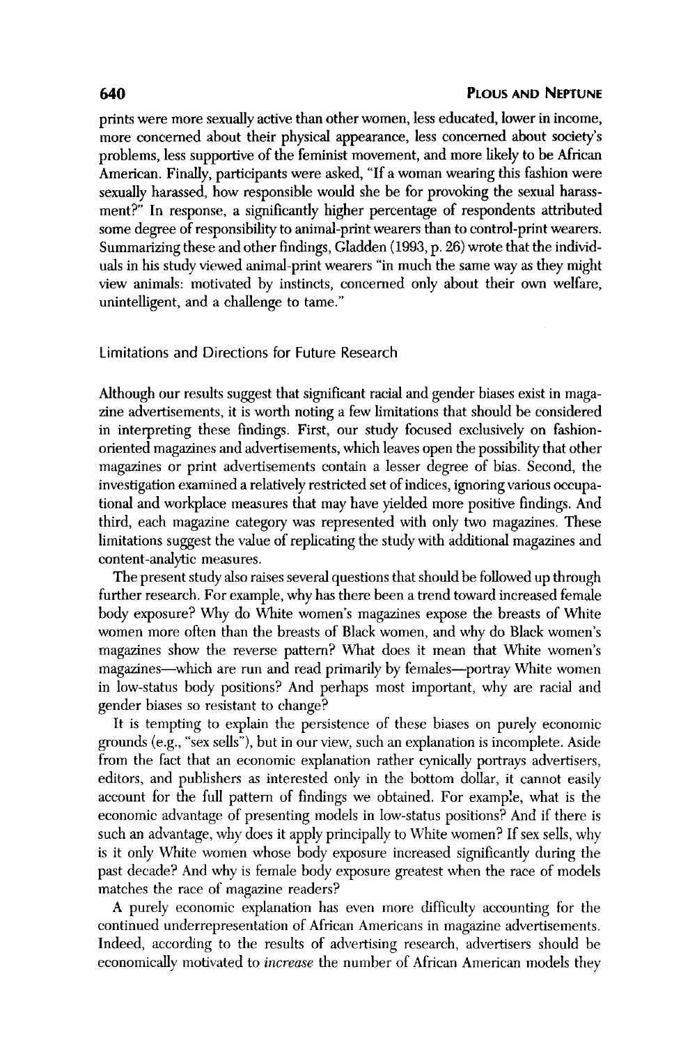prints were more sexually active than other women, less educated, lower in income, more concerned about their physical appearance, less concerned about society's problems, less supportive of the feminist movement, and more likely to be African American. Finally, participants were asked, "If a woman wearing this fashion were sexually harassed, how responsible would she be for provoking the sexual harassment?" In response, a significantly higher percentage of respondents attributed some degree of responsibility to animal-print wearers than to control-print wearers. Summarizing these and other findings, Gladden (1993, p. 26) wrote that the individuals in his study viewed animal-print wearers "in much the same way as they might view animals: motivated by instincts, concerned only about their own welfare, unintelligent, and a challenge to tame."

## Limitations and Directions for Future Research

Although our results suggest that significant racial and gender biases exist in magazine advertisements, it is worth noting a few limitations that should be considered in interpreting these findings. First, our study focused exclusively on fashion-oriented magazines and advertisements, which leaves open the possibility that other magazines or print advertisements contain a lesser degree of bias. Second, the investigation examined a relatively restricted set of indices, ignoring various occupational and workplace measures that may have yielded more positive findings. And third, each magazine category was represented with only two magazines. These limitations suggest the value of replicating the study with additional magazines and content-analytic measures.

The present study also raises several questions that should be followed up through further research. For example, why has there been a trend toward increased female body exposure? Why do White women's magazines expose the breasts of White women more often than the breasts of Black women, and why do Black women's magazines show the reverse pattern? What does it mean that White women's magazines—which are run and read primarily by females—portray White women in low-status body positions? And perhaps most important, why are racial and gender biases so resistant to change?

It is tempting to explain the persistence of these biases on purely economic grounds (e.g., "sex sells"), but in our view, such an explanation is incomplete. Aside from the fact that an economic explanation rather cynically portrays advertisers, editors, and publishers as interested only in the bottom dollar, it cannot easily account for the full pattern of findings we obtained. For example, what is the economic advantage of presenting models in low-status positions? And if there is such an advantage, why does it apply principally to White women? If sex sells, why is it only White women whose body exposure increased significantly during the past decade? And why is female body exposure greatest when the race of models matches the race of magazine readers?

A purely economic explanation has even more difficulty accounting for the continued underrepresentation of African Americans in magazine advertisements. Indeed, according to the results of advertising research, advertisers should be economically motivated to *increase* the number of African American models they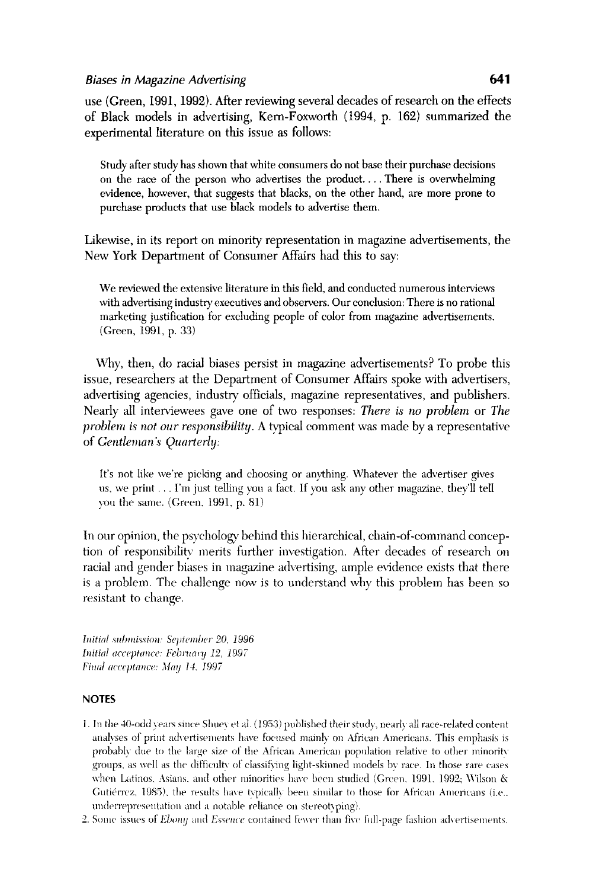use (Green, 1991, 1992). After reviewing several decades of research on the effects of Black models in advertising, Kern-Foxworth (1994, p. 162) summarized the experimental literature on this issue as follows:

> Study after study has shown that white consumers do not base their purchase decisions on the race of the person who advertises the product. . . . There is overwhelming evidence, however, that suggests that blacks, on the other hand, are more prone to purchase products that use black models to advertise them.

Likewise, in its report on minority representation in magazine advertisements, the New York Department of Consumer Affairs had this to say:

> We reviewed the extensive literature in this field, and conducted numerous interviews with advertising industry executives and observers. Our conclusion: There is no rational marketing justification for excluding people of color from magazine advertisements. (Green, 1991, p. 33)

Why, then, do racial biases persist in magazine advertisements? To probe this issue, researchers at the Department of Consumer Affairs spoke with advertisers, advertising agencies, industry officials, magazine representatives, and publishers. Nearly all interviewees gave one of two responses: *There is no problem* or *The problem is not our responsibility*. A typical comment was made by a representative of *Gentleman's Quarterly*:

> It's not like we're picking and choosing or anything. Whatever the advertiser gives us, we print . . . I'm just telling you a fact. If you ask any other magazine, they'll tell you the same. (Green, 1991, p. 81)

In our opinion, the psychology behind this hierarchical, chain-of-command conception of responsibility merits further investigation. After decades of research on racial and gender biases in magazine advertising, ample evidence exists that there is a problem. The challenge now is to understand why this problem has been so resistant to change.

*Initial submission: September 20, 1996*
*Initial acceptance: February 12, 1997*
*Final acceptance: May 14, 1997*

## NOTES

1. In the 40-odd years since Shuey et al. (1953) published their study, nearly all race-related content analyses of print advertisements have focused mainly on African Americans. This emphasis is probably due to the large size of the African American population relative to other minority groups, as well as the difficulty of classifying light-skinned models by race. In those rare cases when Latinos, Asians, and other minorities have been studied (Green, 1991, 1992; Wilson & Gutiérrez, 1985), the results have typically been similar to those for African Americans (i.e., underrepresentation and a notable reliance on stereotyping).
2. Some issues of *Ebony* and *Essence* contained fewer than five full-page fashion advertisements.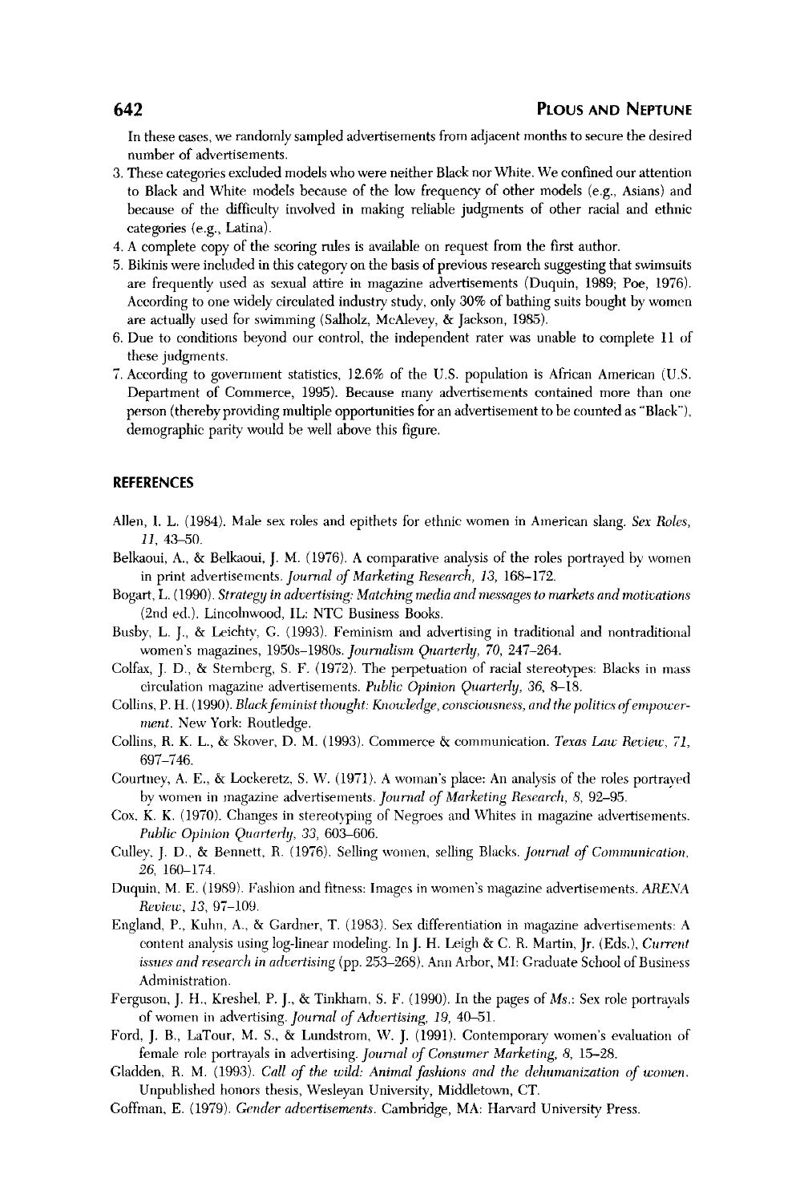In these cases, we randomly sampled advertisements from adjacent months to secure the desired number of advertisements.

3. These categories excluded models who were neither Black nor White. We confined our attention to Black and White models because of the low frequency of other models (e.g., Asians) and because of the difficulty involved in making reliable judgments of other racial and ethnic categories (e.g., Latina).
4. A complete copy of the scoring rules is available on request from the first author.
5. Bikinis were included in this category on the basis of previous research suggesting that swimsuits are frequently used as sexual attire in magazine advertisements (Duquin, 1989; Poe, 1976). According to one widely circulated industry study, only 30% of bathing suits bought by women are actually used for swimming (Salholz, McAlevey, & Jackson, 1985).
6. Due to conditions beyond our control, the independent rater was unable to complete 11 of these judgments.
7. According to government statistics, 12.6% of the U.S. population is African American (U.S. Department of Commerce, 1995). Because many advertisements contained more than one person (thereby providing multiple opportunities for an advertisement to be counted as "Black"), demographic parity would be well above this figure.

## REFERENCES

Allen, I. L. (1984). Male sex roles and epithets for ethnic women in American slang. *Sex Roles, 11,* 43–50.

Belkaoui, A., & Belkaoui, J. M. (1976). A comparative analysis of the roles portrayed by women in print advertisements. *Journal of Marketing Research, 13,* 168–172.

Bogart, L. (1990). *Strategy in advertising: Matching media and messages to markets and motivations* (2nd ed.). Lincolnwood, IL: NTC Business Books.

Busby, L. J., & Leichty, G. (1993). Feminism and advertising in traditional and nontraditional women's magazines, 1950s–1980s. *Journalism Quarterly, 70,* 247–264.

Colfax, J. D., & Sternberg, S. F. (1972). The perpetuation of racial stereotypes: Blacks in mass circulation magazine advertisements. *Public Opinion Quarterly, 36,* 8–18.

Collins, P. H. (1990). *Black feminist thought: Knowledge, consciousness, and the politics of empowerment.* New York: Routledge.

Collins, R. K. L., & Skover, D. M. (1993). Commerce & communication. *Texas Law Review, 71,* 697–746.

Courtney, A. E., & Lockeretz, S. W. (1971). A woman's place: An analysis of the roles portrayed by women in magazine advertisements. *Journal of Marketing Research, 8,* 92–95.

Cox, K. K. (1970). Changes in stereotyping of Negroes and Whites in magazine advertisements. *Public Opinion Quarterly, 33,* 603–606.

Culley, J. D., & Bennett, R. (1976). Selling women, selling Blacks. *Journal of Communication, 26,* 160–174.

Duquin, M. E. (1989). Fashion and fitness: Images in women's magazine advertisements. *ARENA Review, 13,* 97–109.

England, P., Kuhn, A., & Gardner, T. (1983). Sex differentiation in magazine advertisements: A content analysis using log-linear modeling. In J. H. Leigh & C. R. Martin, Jr. (Eds.), *Current issues and research in advertising* (pp. 253–268). Ann Arbor, MI: Graduate School of Business Administration.

Ferguson, J. H., Kreshel, P. J., & Tinkham, S. F. (1990). In the pages of *Ms.*: Sex role portrayals of women in advertising. *Journal of Advertising, 19,* 40–51.

Ford, J. B., LaTour, M. S., & Lundstrom, W. J. (1991). Contemporary women's evaluation of female role portrayals in advertising. *Journal of Consumer Marketing, 8,* 15–28.

Gladden, R. M. (1993). *Call of the wild: Animal fashions and the dehumanization of women.* Unpublished honors thesis, Wesleyan University, Middletown, CT.

Goffman, E. (1979). *Gender advertisements.* Cambridge, MA: Harvard University Press.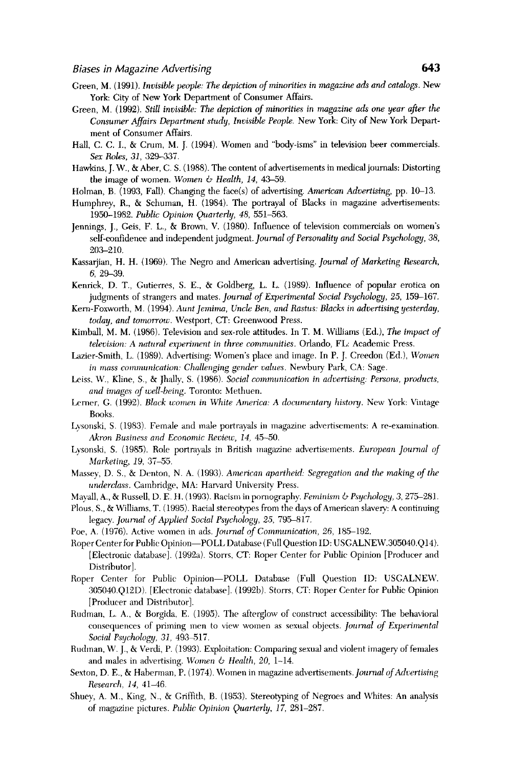Green, M. (1991). *Invisible people: The depiction of minorities in magazine ads and catalogs.* New York: City of New York Department of Consumer Affairs.

Green, M. (1992). *Still invisible: The depiction of minorities in magazine ads one year after the Consumer Affairs Department study, Invisible People.* New York: City of New York Department of Consumer Affairs.

Hall, C. C. I., & Crum, M. J. (1994). Women and "body-isms" in television beer commercials. *Sex Roles, 31,* 329–337.

Hawkins, J. W., & Aber, C. S. (1988). The content of advertisements in medical journals: Distorting the image of women. *Women & Health, 14,* 43–59.

Holman, B. (1993, Fall). Changing the face(s) of advertising. *American Advertising,* pp. 10–13.

Humphrey, R., & Schuman, H. (1984). The portrayal of Blacks in magazine advertisements: 1950–1982. *Public Opinion Quarterly, 48,* 551–563.

Jennings, J., Geis, F. L., & Brown, V. (1980). Influence of television commercials on women's self-confidence and independent judgment. *Journal of Personality and Social Psychology, 38,* 203–210.

Kassarjian, H. H. (1969). The Negro and American advertising. *Journal of Marketing Research, 6,* 29–39.

Kenrick, D. T., Gutierres, S. E., & Goldberg, L. L. (1989). Influence of popular erotica on judgments of strangers and mates. *Journal of Experimental Social Psychology, 25,* 159–167.

Kern-Foxworth, M. (1994). *Aunt Jemima, Uncle Ben, and Rastus: Blacks in advertising yesterday, today, and tomorrow.* Westport, CT: Greenwood Press.

Kimball, M. M. (1986). Television and sex-role attitudes. In T. M. Williams (Ed.), *The impact of television: A natural experiment in three communities.* Orlando, FL: Academic Press.

Lazier-Smith, L. (1989). Advertising: Women's place and image. In P. J. Creedon (Ed.), *Women in mass communication: Challenging gender values.* Newbury Park, CA: Sage.

Leiss, W., Kline, S., & Jhally, S. (1986). *Social communication in advertising: Persons, products, and images of well-being.* Toronto: Methuen.

Lerner, G. (1992). *Black women in White America: A documentary history.* New York: Vintage Books.

Lysonski, S. (1983). Female and male portrayals in magazine advertisements: A re-examination. *Akron Business and Economic Review, 14,* 45–50.

Lysonski, S. (1985). Role portrayals in British magazine advertisements. *European Journal of Marketing, 19,* 37–55.

Massey, D. S., & Denton, N. A. (1993). *American apartheid: Segregation and the making of the underclass.* Cambridge, MA: Harvard University Press.

Mayall, A., & Russell, D. E. H. (1993). Racism in pornography. *Feminism & Psychology, 3,* 275–281.

Plous, S., & Williams, T. (1995). Racial stereotypes from the days of American slavery: A continuing legacy. *Journal of Applied Social Psychology, 25,* 795–817.

Poe, A. (1976). Active women in ads. *Journal of Communication, 26,* 185–192.

Roper Center for Public Opinion—POLL Database (Full Question ID: USGALNEW.305040.Q14). [Electronic database]. (1992a). Storrs, CT: Roper Center for Public Opinion [Producer and Distributor].

Roper Center for Public Opinion—POLL Database (Full Question ID: USGALNEW. 305040.Q12D). [Electronic database]. (1992b). Storrs, CT: Roper Center for Public Opinion [Producer and Distributor].

Rudman, L. A., & Borgida, E. (1995). The afterglow of construct accessibility: The behavioral consequences of priming men to view women as sexual objects. *Journal of Experimental Social Psychology, 31,* 493–517.

Rudman, W. J., & Verdi, P. (1993). Exploitation: Comparing sexual and violent imagery of females and males in advertising. *Women & Health, 20,* 1–14.

Sexton, D. E., & Haberman, P. (1974). Women in magazine advertisements. *Journal of Advertising Research, 14,* 41–46.

Shuey, A. M., King, N., & Griffith, B. (1953). Stereotyping of Negroes and Whites: An analysis of magazine pictures. *Public Opinion Quarterly, 17,* 281–287.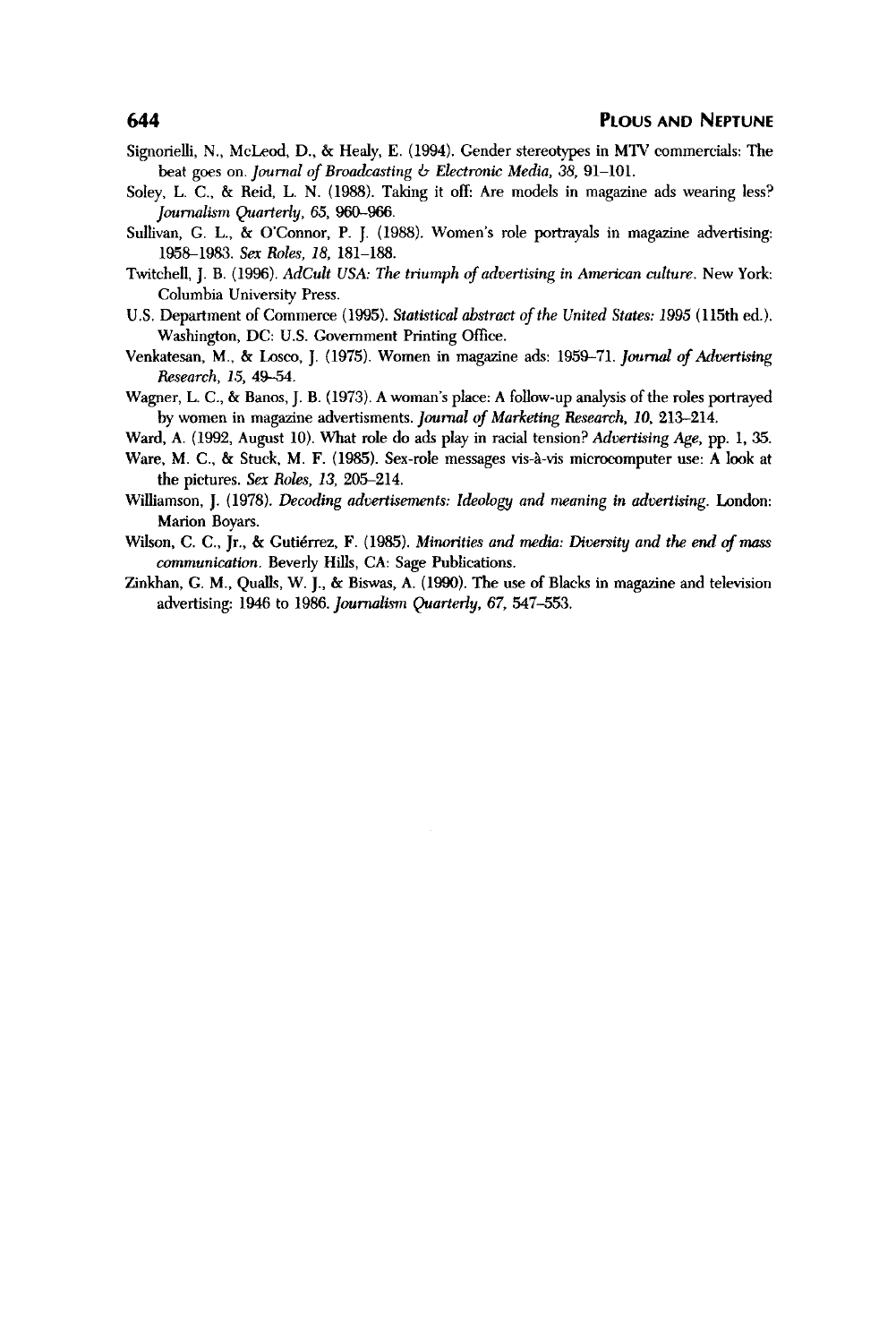Signorielli, N., McLeod, D., & Healy, E. (1994). Gender stereotypes in MTV commercials: The beat goes on. *Journal of Broadcasting & Electronic Media, 38,* 91–101.

Soley, L. C., & Reid, L. N. (1988). Taking it off: Are models in magazine ads wearing less? *Journalism Quarterly, 65,* 960–966.

Sullivan, G. L., & O'Connor, P. J. (1988). Women's role portrayals in magazine advertising: 1958–1983. *Sex Roles, 18,* 181–188.

Twitchell, J. B. (1996). *AdCult USA: The triumph of advertising in American culture.* New York: Columbia University Press.

U.S. Department of Commerce (1995). *Statistical abstract of the United States: 1995* (115th ed.). Washington, DC: U.S. Government Printing Office.

Venkatesan, M., & Losco, J. (1975). Women in magazine ads: 1959–71. *Journal of Advertising Research, 15,* 49–54.

Wagner, L. C., & Banos, J. B. (1973). A woman's place: A follow-up analysis of the roles portrayed by women in magazine advertisments. *Journal of Marketing Research, 10,* 213–214.

Ward, A. (1992, August 10). What role do ads play in racial tension? *Advertising Age,* pp. 1, 35.

Ware, M. C., & Stuck, M. F. (1985). Sex-role messages vis-à-vis microcomputer use: A look at the pictures. *Sex Roles, 13,* 205–214.

Williamson, J. (1978). *Decoding advertisements: Ideology and meaning in advertising.* London: Marion Boyars.

Wilson, C. C., Jr., & Gutiérrez, F. (1985). *Minorities and media: Diversity and the end of mass communication.* Beverly Hills, CA: Sage Publications.

Zinkhan, G. M., Qualls, W. J., & Biswas, A. (1990). The use of Blacks in magazine and television advertising: 1946 to 1986. *Journalism Quarterly, 67,* 547–553.